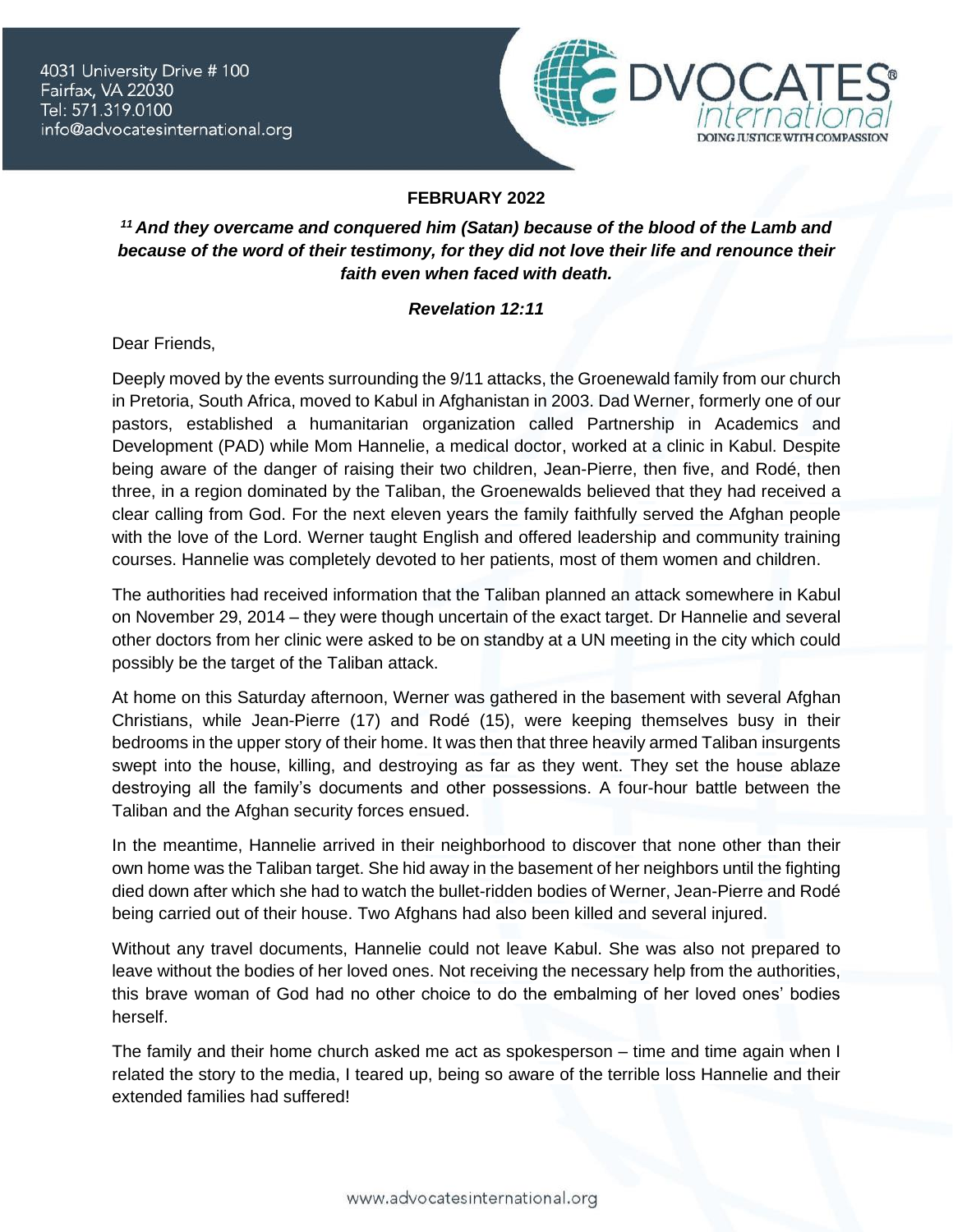4031 University Drive # 100
Fairfax, VA 22030
Tel: 571.319.0100
info@advocatesinternational.org

ADVOCATES international
DOING JUSTICE WITH COMPASSION

**FEBRUARY 2022**

***[11] And they overcame and conquered him (Satan) because of the blood of the Lamb and because of the word of their testimony, for they did not love their life and renounce their faith even when faced with death.***

***Revelation 12:11***

Dear Friends,

Deeply moved by the events surrounding the 9/11 attacks, the Groenewald family from our church in Pretoria, South Africa, moved to Kabul in Afghanistan in 2003. Dad Werner, formerly one of our pastors, established a humanitarian organization called Partnership in Academics and Development (PAD) while Mom Hannelie, a medical doctor, worked at a clinic in Kabul. Despite being aware of the danger of raising their two children, Jean-Pierre, then five, and Rodé, then three, in a region dominated by the Taliban, the Groenewalds believed that they had received a clear calling from God. For the next eleven years the family faithfully served the Afghan people with the love of the Lord. Werner taught English and offered leadership and community training courses. Hannelie was completely devoted to her patients, most of them women and children.

The authorities had received information that the Taliban planned an attack somewhere in Kabul on November 29, 2014 – they were though uncertain of the exact target. Dr Hannelie and several other doctors from her clinic were asked to be on standby at a UN meeting in the city which could possibly be the target of the Taliban attack.

At home on this Saturday afternoon, Werner was gathered in the basement with several Afghan Christians, while Jean-Pierre (17) and Rodé (15), were keeping themselves busy in their bedrooms in the upper story of their home. It was then that three heavily armed Taliban insurgents swept into the house, killing, and destroying as far as they went. They set the house ablaze destroying all the family's documents and other possessions. A four-hour battle between the Taliban and the Afghan security forces ensued.

In the meantime, Hannelie arrived in their neighborhood to discover that none other than their own home was the Taliban target. She hid away in the basement of her neighbors until the fighting died down after which she had to watch the bullet-ridden bodies of Werner, Jean-Pierre and Rodé being carried out of their house. Two Afghans had also been killed and several injured.

Without any travel documents, Hannelie could not leave Kabul. She was also not prepared to leave without the bodies of her loved ones. Not receiving the necessary help from the authorities, this brave woman of God had no other choice to do the embalming of her loved ones' bodies herself.

The family and their home church asked me act as spokesperson – time and time again when I related the story to the media, I teared up, being so aware of the terrible loss Hannelie and their extended families had suffered!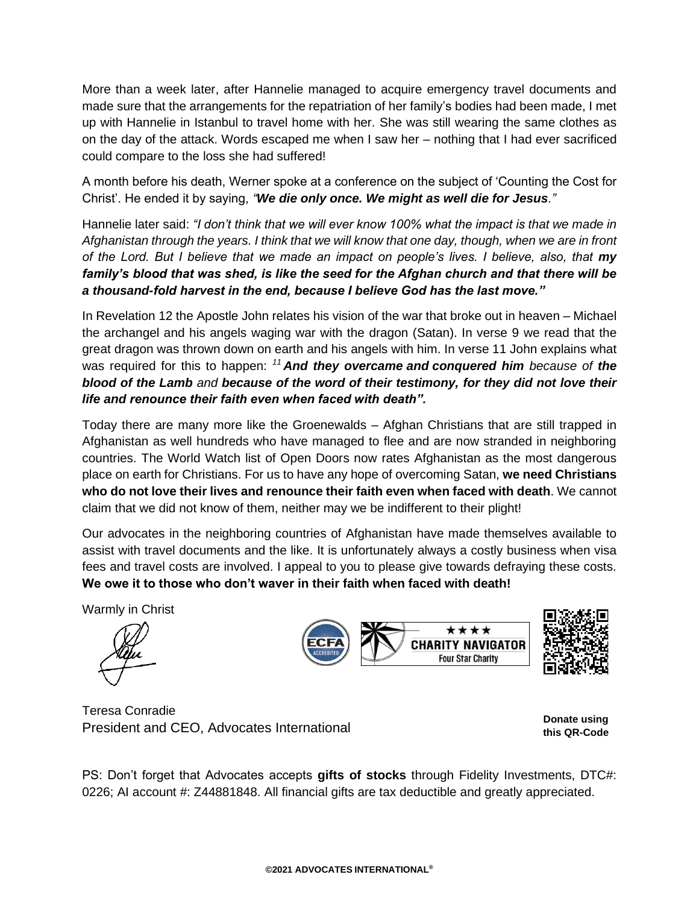More than a week later, after Hannelie managed to acquire emergency travel documents and made sure that the arrangements for the repatriation of her family's bodies had been made, I met up with Hannelie in Istanbul to travel home with her. She was still wearing the same clothes as on the day of the attack. Words escaped me when I saw her – nothing that I had ever sacrificed could compare to the loss she had suffered!

A month before his death, Werner spoke at a conference on the subject of 'Counting the Cost for Christ'. He ended it by saying, *"**We die only once. We might as well die for Jesus**."*

Hannelie later said: *"I don't think that we will ever know 100% what the impact is that we made in Afghanistan through the years. I think that we will know that one day, though, when we are in front of the Lord. But I believe that we made an impact on people's lives. I believe, also, that **my family's blood that was shed, is like the seed for the Afghan church and that there will be a thousand-fold harvest in the end, because I believe God has the last move."***

In Revelation 12 the Apostle John relates his vision of the war that broke out in heaven – Michael the archangel and his angels waging war with the dragon (Satan). In verse 9 we read that the great dragon was thrown down on earth and his angels with him. In verse 11 John explains what was required for this to happen: [11] ***And they overcame and conquered him** because of **the blood of the Lamb** and **because of the word of their testimony, for they did not love their life and renounce their faith even when faced with death".***

Today there are many more like the Groenewalds – Afghan Christians that are still trapped in Afghanistan as well hundreds who have managed to flee and are now stranded in neighboring countries. The World Watch list of Open Doors now rates Afghanistan as the most dangerous place on earth for Christians. For us to have any hope of overcoming Satan, **we need Christians who do not love their lives and renounce their faith even when faced with death**. We cannot claim that we did not know of them, neither may we be indifferent to their plight!

Our advocates in the neighboring countries of Afghanistan have made themselves available to assist with travel documents and the like. It is unfortunately always a costly business when visa fees and travel costs are involved. I appeal to you to please give towards defraying these costs. **We owe it to those who don't waver in their faith when faced with death!**

Warmly in Christ

ECFA ACCREDITED

★★★★ CHARITY NAVIGATOR Four Star Charity

Teresa Conradie
President and CEO, Advocates International

**Donate using this QR-Code**

PS: Don't forget that Advocates accepts **gifts of stocks** through Fidelity Investments, DTC#: 0226; AI account #: Z44881848. All financial gifts are tax deductible and greatly appreciated.

**©2021 ADVOCATES INTERNATIONAL®**